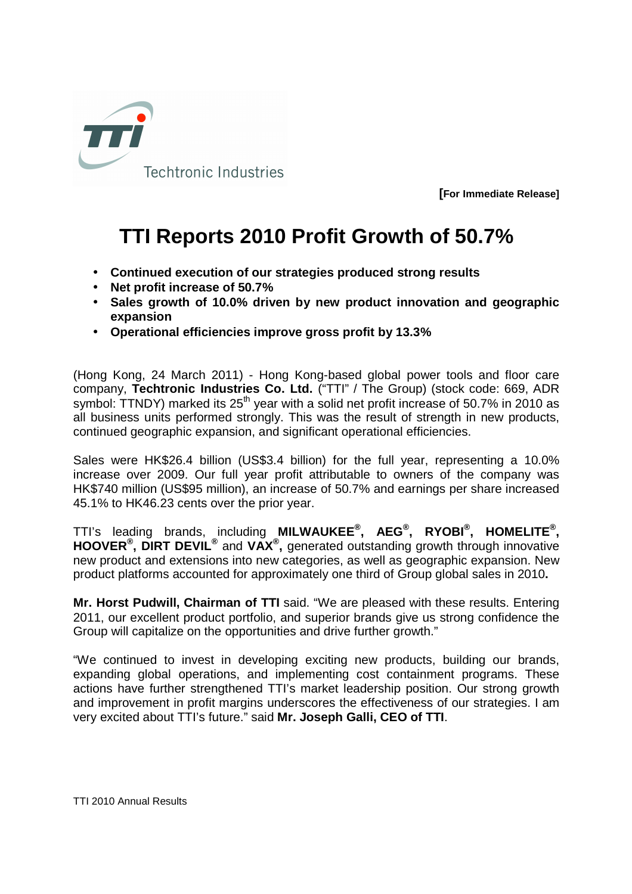Techtronic Industries

**[For Immediate Release]**

# TTI Reports 2010 Profit Growth of 50.7%

- **Continued execution of our strategies produced strong results**
- **Net profit increase of 50.7%**
- **Sales growth of 10.0% driven by new product innovation and geographic expansion**
- **Operational efficiencies improve gross profit by 13.3%**

(Hong Kong, 24 March 2011) - Hong Kong-based global power tools and floor care company, **Techtronic Industries Co. Ltd.** ("TTI" / The Group) (stock code: 669, ADR symbol: TTNDY) marked its 25th year with a solid net profit increase of 50.7% in 2010 as all business units performed strongly. This was the result of strength in new products, continued geographic expansion, and significant operational efficiencies.

Sales were HK$26.4 billion (US$3.4 billion) for the full year, representing a 10.0% increase over 2009. Our full year profit attributable to owners of the company was HK$740 million (US$95 million), an increase of 50.7% and earnings per share increased 45.1% to HK46.23 cents over the prior year.

TTI's leading brands, including **MILWAUKEE®, AEG®, RYOBI®, HOMELITE®, HOOVER®, DIRT DEVIL®** and **VAX®,** generated outstanding growth through innovative new product and extensions into new categories, as well as geographic expansion. New product platforms accounted for approximately one third of Group global sales in 2010**.**

**Mr. Horst Pudwill, Chairman of TTI** said. "We are pleased with these results. Entering 2011, our excellent product portfolio, and superior brands give us strong confidence the Group will capitalize on the opportunities and drive further growth."

"We continued to invest in developing exciting new products, building our brands, expanding global operations, and implementing cost containment programs. These actions have further strengthened TTI's market leadership position. Our strong growth and improvement in profit margins underscores the effectiveness of our strategies. I am very excited about TTI's future." said **Mr. Joseph Galli, CEO of TTI**.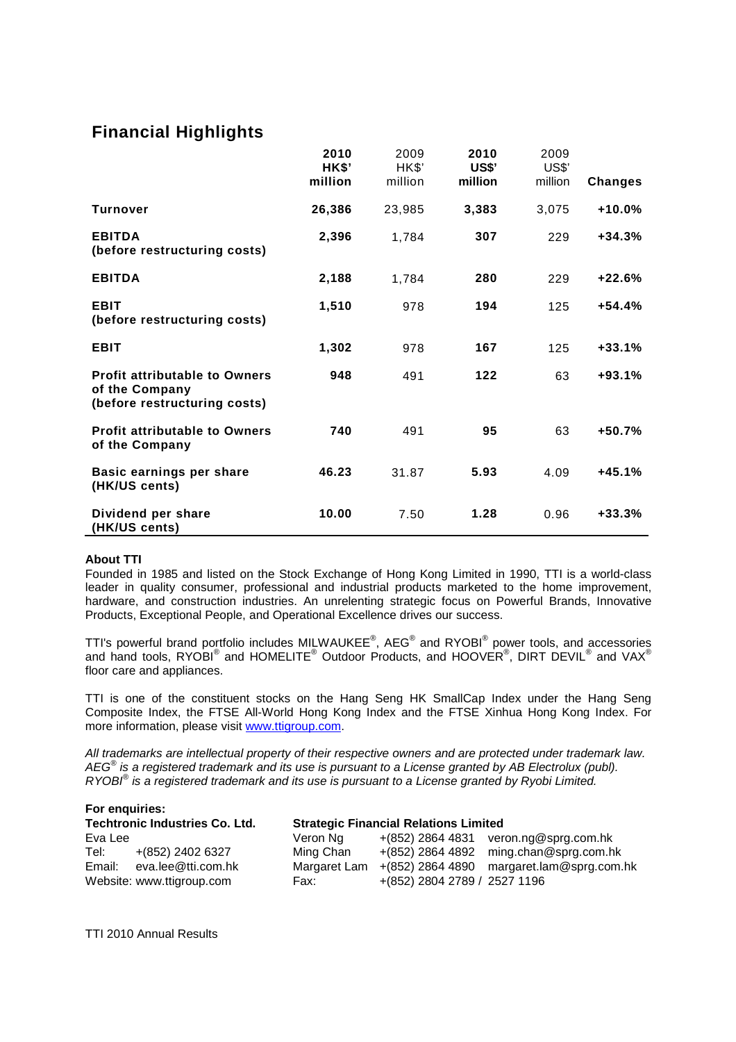## Financial Highlights

| | 2010 HK$' million | 2009 HK$' million | 2010 US$' million | 2009 US$' million | Changes |
|---|---|---|---|---|---|
| **Turnover** | **26,386** | 23,985 | **3,383** | 3,075 | **+10.0%** |
| **EBITDA (before restructuring costs)** | **2,396** | 1,784 | **307** | 229 | **+34.3%** |
| **EBITDA** | **2,188** | 1,784 | **280** | 229 | **+22.6%** |
| **EBIT (before restructuring costs)** | **1,510** | 978 | **194** | 125 | **+54.4%** |
| **EBIT** | **1,302** | 978 | **167** | 125 | **+33.1%** |
| **Profit attributable to Owners of the Company (before restructuring costs)** | **948** | 491 | **122** | 63 | **+93.1%** |
| **Profit attributable to Owners of the Company** | **740** | 491 | **95** | 63 | **+50.7%** |
| **Basic earnings per share (HK/US cents)** | **46.23** | 31.87 | **5.93** | 4.09 | **+45.1%** |
| **Dividend per share (HK/US cents)** | **10.00** | 7.50 | **1.28** | 0.96 | **+33.3%** |

**About TTI**

Founded in 1985 and listed on the Stock Exchange of Hong Kong Limited in 1990, TTI is a world-class leader in quality consumer, professional and industrial products marketed to the home improvement, hardware, and construction industries. An unrelenting strategic focus on Powerful Brands, Innovative Products, Exceptional People, and Operational Excellence drives our success.

TTI's powerful brand portfolio includes MILWAUKEE®, AEG® and RYOBI® power tools, and accessories and hand tools, RYOBI® and HOMELITE® Outdoor Products, and HOOVER®, DIRT DEVIL® and VAX® floor care and appliances.

TTI is one of the constituent stocks on the Hang Seng HK SmallCap Index under the Hang Seng Composite Index, the FTSE All-World Hong Kong Index and the FTSE Xinhua Hong Kong Index. For more information, please visit [www.ttigroup.com](http://www.ttigroup.com).

*All trademarks are intellectual property of their respective owners and are protected under trademark law. AEG® is a registered trademark and its use is pursuant to a License granted by AB Electrolux (publ). RYOBI® is a registered trademark and its use is pursuant to a License granted by Ryobi Limited.*

**For enquiries:**

**Techtronic Industries Co. Ltd.**
Eva Lee
Tel: +(852) 2402 6327
Email: eva.lee@tti.com.hk
Website: www.ttigroup.com

**Strategic Financial Relations Limited**
Veron Ng +(852) 2864 4831 veron.ng@sprg.com.hk
Ming Chan +(852) 2864 4892 ming.chan@sprg.com.hk
Margaret Lam +(852) 2864 4890 margaret.lam@sprg.com.hk
Fax: +(852) 2804 2789 / 2527 1196